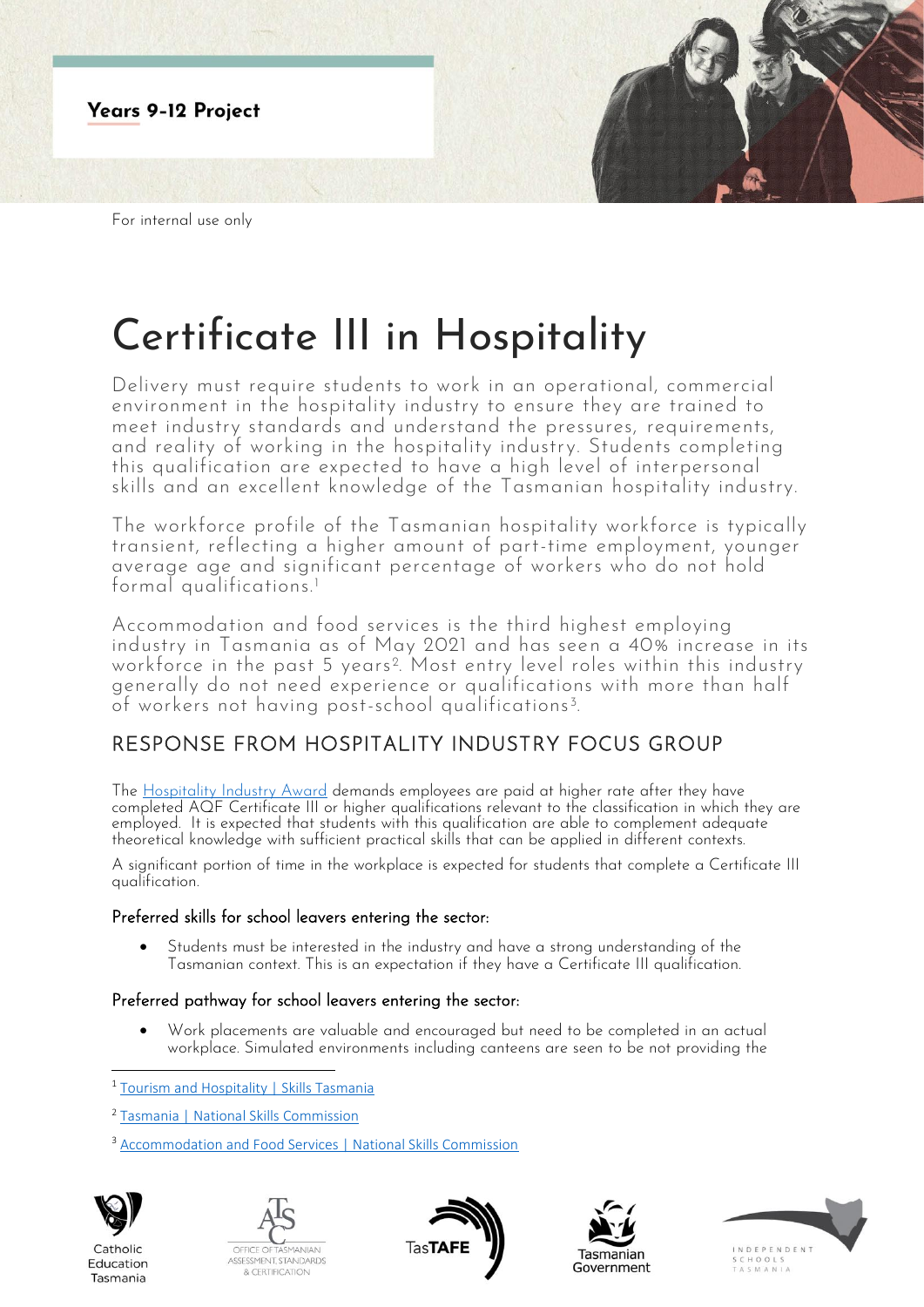**Years 9-12 Project**

For internal use only

# Certificate III in Hospitality

Delivery must require students to work in an operational, commercial environment in the hospitality industry to ensure they are trained to meet industry standards and understand the pressures, requirements, and reality of working in the hospitality industry. Students completing this qualification are expected to have a high level of interpersonal skills and an excellent knowledge of the Tasmanian hospitality industry.

The workforce profile of the Tasmanian hospitality workforce is typically transient, reflecting a higher amount of part-time employment, younger average age and significant percentage of workers who do not hold formal qualifications.[1]

Accommodation and food services is the third highest employing industry in Tasmania as of May 2021 and has seen a 40% increase in its workforce in the past 5 years[2]. Most entry level roles within this industry generally do not need experience or qualifications with more than half of workers not having post-school qualifications[3].

## RESPONSE FROM HOSPITALITY INDUSTRY FOCUS GROUP

The [Hospitality Industry Award](Hospitality Industry Award) demands employees are paid at higher rate after they have completed AQF Certificate III or higher qualifications relevant to the classification in which they are employed. It is expected that students with this qualification are able to complement adequate theoretical knowledge with sufficient practical skills that can be applied in different contexts.

A significant portion of time in the workplace is expected for students that complete a Certificate III qualification.

### Preferred skills for school leavers entering the sector:

- Students must be interested in the industry and have a strong understanding of the Tasmanian context. This is an expectation if they have a Certificate III qualification.

### Preferred pathway for school leavers entering the sector:

- Work placements are valuable and encouraged but need to be completed in an actual workplace. Simulated environments including canteens are seen to be not providing the

---

[1] Tourism and Hospitality | Skills Tasmania

[2] Tasmania | National Skills Commission

[3] Accommodation and Food Services | National Skills Commission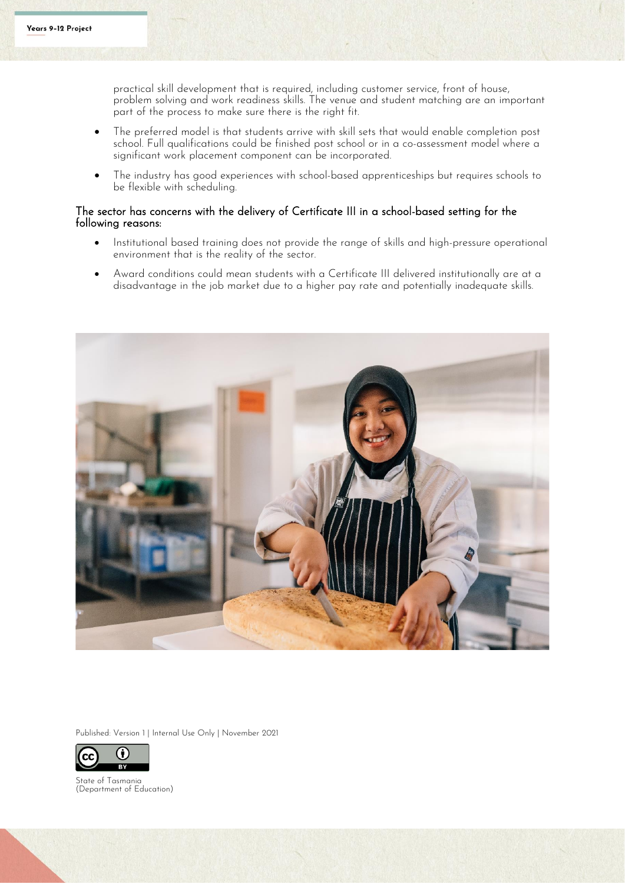practical skill development that is required, including customer service, front of house, problem solving and work readiness skills. The venue and student matching are an important part of the process to make sure there is the right fit.

- The preferred model is that students arrive with skill sets that would enable completion post school. Full qualifications could be finished post school or in a co-assessment model where a significant work placement component can be incorporated.
- The industry has good experiences with school-based apprenticeships but requires schools to be flexible with scheduling.

### The sector has concerns with the delivery of Certificate III in a school-based setting for the following reasons:

- Institutional based training does not provide the range of skills and high-pressure operational environment that is the reality of the sector.
- Award conditions could mean students with a Certificate III delivered institutionally are at a disadvantage in the job market due to a higher pay rate and potentially inadequate skills.

Published: Version 1 | Internal Use Only | November 2021

State of Tasmania
(Department of Education)